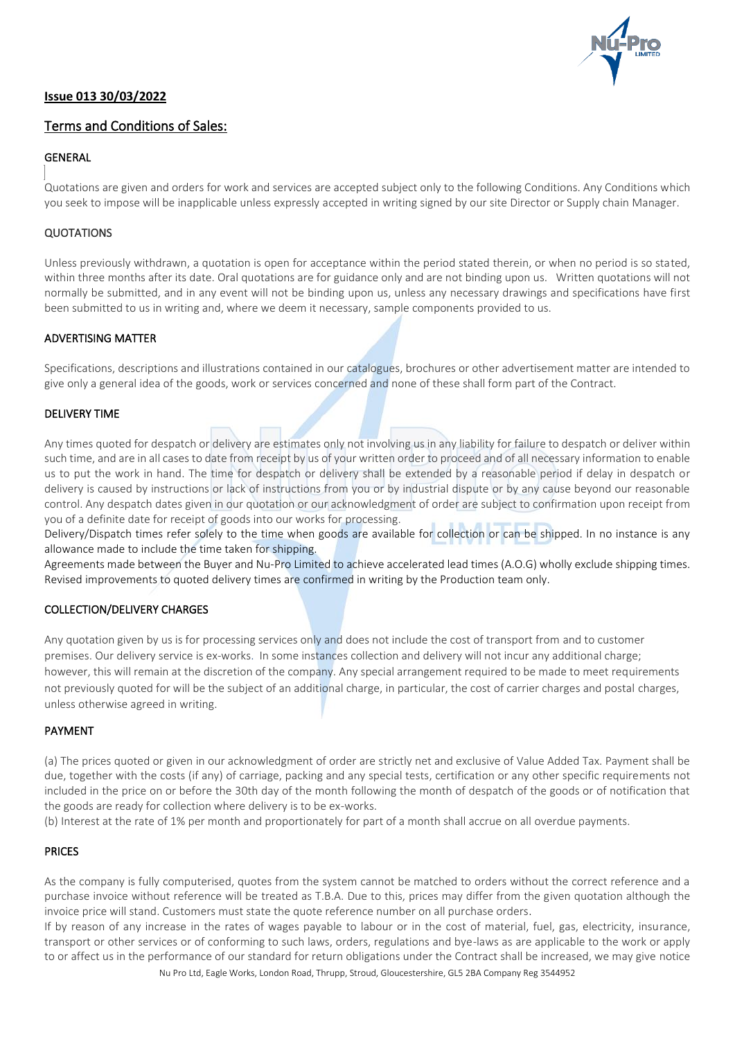**Issue 013 30/03/2022**

## Terms and Conditions of Sales:

### GENERAL

Quotations are given and orders for work and services are accepted subject only to the following Conditions. Any Conditions which you seek to impose will be inapplicable unless expressly accepted in writing signed by our site Director or Supply chain Manager.

### QUOTATIONS

Unless previously withdrawn, a quotation is open for acceptance within the period stated therein, or when no period is so stated, within three months after its date. Oral quotations are for guidance only and are not binding upon us. Written quotations will not normally be submitted, and in any event will not be binding upon us, unless any necessary drawings and specifications have first been submitted to us in writing and, where we deem it necessary, sample components provided to us.

### ADVERTISING MATTER

Specifications, descriptions and illustrations contained in our catalogues, brochures or other advertisement matter are intended to give only a general idea of the goods, work or services concerned and none of these shall form part of the Contract.

### DELIVERY TIME

Any times quoted for despatch or delivery are estimates only not involving us in any liability for failure to despatch or deliver within such time, and are in all cases to date from receipt by us of your written order to proceed and of all necessary information to enable us to put the work in hand. The time for despatch or delivery shall be extended by a reasonable period if delay in despatch or delivery is caused by instructions or lack of instructions from you or by industrial dispute or by any cause beyond our reasonable control. Any despatch dates given in our quotation or our acknowledgment of order are subject to confirmation upon receipt from you of a definite date for receipt of goods into our works for processing.

Delivery/Dispatch times refer solely to the time when goods are available for collection or can be shipped. In no instance is any allowance made to include the time taken for shipping.

Agreements made between the Buyer and Nu-Pro Limited to achieve accelerated lead times (A.O.G) wholly exclude shipping times. Revised improvements to quoted delivery times are confirmed in writing by the Production team only.

### COLLECTION/DELIVERY CHARGES

Any quotation given by us is for processing services only and does not include the cost of transport from and to customer premises. Our delivery service is ex-works. In some instances collection and delivery will not incur any additional charge; however, this will remain at the discretion of the company. Any special arrangement required to be made to meet requirements not previously quoted for will be the subject of an additional charge, in particular, the cost of carrier charges and postal charges, unless otherwise agreed in writing.

### PAYMENT

(a) The prices quoted or given in our acknowledgment of order are strictly net and exclusive of Value Added Tax. Payment shall be due, together with the costs (if any) of carriage, packing and any special tests, certification or any other specific requirements not included in the price on or before the 30th day of the month following the month of despatch of the goods or of notification that the goods are ready for collection where delivery is to be ex-works.

(b) Interest at the rate of 1% per month and proportionately for part of a month shall accrue on all overdue payments.

### PRICES

As the company is fully computerised, quotes from the system cannot be matched to orders without the correct reference and a purchase invoice without reference will be treated as T.B.A. Due to this, prices may differ from the given quotation although the invoice price will stand. Customers must state the quote reference number on all purchase orders.

If by reason of any increase in the rates of wages payable to labour or in the cost of material, fuel, gas, electricity, insurance, transport or other services or of conforming to such laws, orders, regulations and bye-laws as are applicable to the work or apply to or affect us in the performance of our standard for return obligations under the Contract shall be increased, we may give notice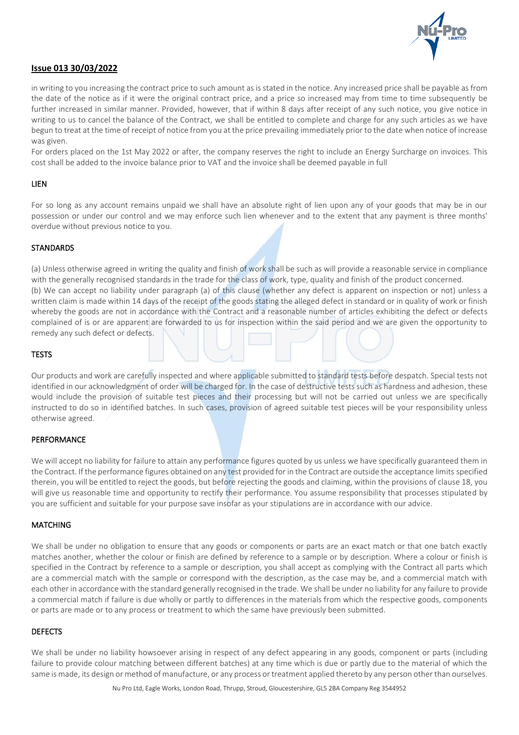**Issue 013 30/03/2022**

in writing to you increasing the contract price to such amount as is stated in the notice. Any increased price shall be payable as from the date of the notice as if it were the original contract price, and a price so increased may from time to time subsequently be further increased in similar manner. Provided, however, that if within 8 days after receipt of any such notice, you give notice in writing to us to cancel the balance of the Contract, we shall be entitled to complete and charge for any such articles as we have begun to treat at the time of receipt of notice from you at the price prevailing immediately prior to the date when notice of increase was given.

For orders placed on the 1st May 2022 or after, the company reserves the right to include an Energy Surcharge on invoices. This cost shall be added to the invoice balance prior to VAT and the invoice shall be deemed payable in full

## LIEN

For so long as any account remains unpaid we shall have an absolute right of lien upon any of your goods that may be in our possession or under our control and we may enforce such lien whenever and to the extent that any payment is three months' overdue without previous notice to you.

## STANDARDS

(a) Unless otherwise agreed in writing the quality and finish of work shall be such as will provide a reasonable service in compliance with the generally recognised standards in the trade for the class of work, type, quality and finish of the product concerned.

(b) We can accept no liability under paragraph (a) of this clause (whether any defect is apparent on inspection or not) unless a written claim is made within 14 days of the receipt of the goods stating the alleged defect in standard or in quality of work or finish whereby the goods are not in accordance with the Contract and a reasonable number of articles exhibiting the defect or defects complained of is or are apparent are forwarded to us for inspection within the said period and we are given the opportunity to remedy any such defect or defects.

## TESTS

Our products and work are carefully inspected and where applicable submitted to standard tests before despatch. Special tests not identified in our acknowledgment of order will be charged for. In the case of destructive tests such as hardness and adhesion, these would include the provision of suitable test pieces and their processing but will not be carried out unless we are specifically instructed to do so in identified batches. In such cases, provision of agreed suitable test pieces will be your responsibility unless otherwise agreed.

## PERFORMANCE

We will accept no liability for failure to attain any performance figures quoted by us unless we have specifically guaranteed them in the Contract. If the performance figures obtained on any test provided for in the Contract are outside the acceptance limits specified therein, you will be entitled to reject the goods, but before rejecting the goods and claiming, within the provisions of clause 18, you will give us reasonable time and opportunity to rectify their performance. You assume responsibility that processes stipulated by you are sufficient and suitable for your purpose save insofar as your stipulations are in accordance with our advice.

## MATCHING

We shall be under no obligation to ensure that any goods or components or parts are an exact match or that one batch exactly matches another, whether the colour or finish are defined by reference to a sample or by description. Where a colour or finish is specified in the Contract by reference to a sample or description, you shall accept as complying with the Contract all parts which are a commercial match with the sample or correspond with the description, as the case may be, and a commercial match with each other in accordance with the standard generally recognised in the trade. We shall be under no liability for any failure to provide a commercial match if failure is due wholly or partly to differences in the materials from which the respective goods, components or parts are made or to any process or treatment to which the same have previously been submitted.

## DEFECTS

We shall be under no liability howsoever arising in respect of any defect appearing in any goods, component or parts (including failure to provide colour matching between different batches) at any time which is due or partly due to the material of which the same is made, its design or method of manufacture, or any process or treatment applied thereto by any person other than ourselves.

Nu Pro Ltd, Eagle Works, London Road, Thrupp, Stroud, Gloucestershire, GL5 2BA Company Reg 3544952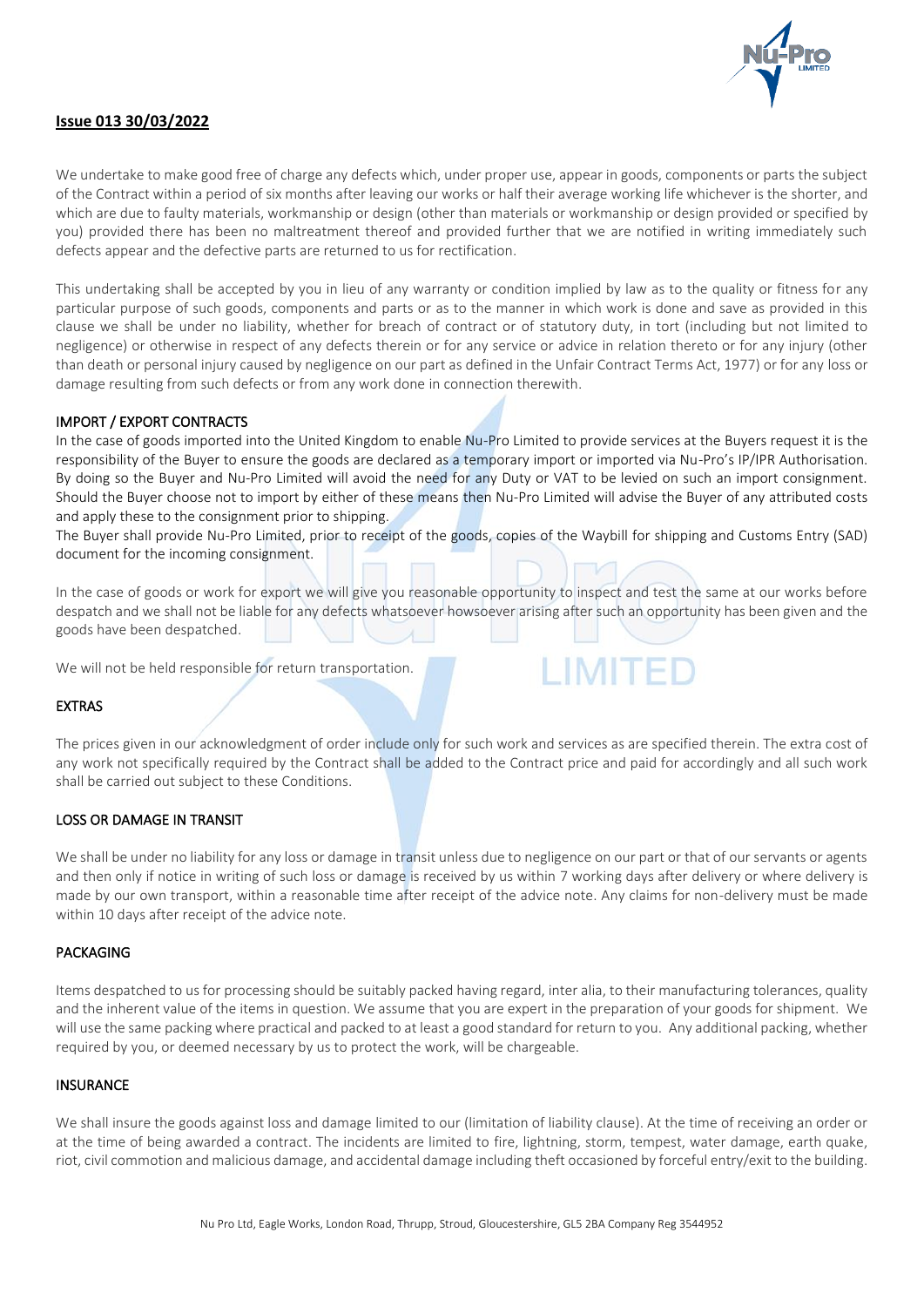**Issue 013 30/03/2022**

We undertake to make good free of charge any defects which, under proper use, appear in goods, components or parts the subject of the Contract within a period of six months after leaving our works or half their average working life whichever is the shorter, and which are due to faulty materials, workmanship or design (other than materials or workmanship or design provided or specified by you) provided there has been no maltreatment thereof and provided further that we are notified in writing immediately such defects appear and the defective parts are returned to us for rectification.

This undertaking shall be accepted by you in lieu of any warranty or condition implied by law as to the quality or fitness for any particular purpose of such goods, components and parts or as to the manner in which work is done and save as provided in this clause we shall be under no liability, whether for breach of contract or of statutory duty, in tort (including but not limited to negligence) or otherwise in respect of any defects therein or for any service or advice in relation thereto or for any injury (other than death or personal injury caused by negligence on our part as defined in the Unfair Contract Terms Act, 1977) or for any loss or damage resulting from such defects or from any work done in connection therewith.

## IMPORT / EXPORT CONTRACTS

In the case of goods imported into the United Kingdom to enable Nu-Pro Limited to provide services at the Buyers request it is the responsibility of the Buyer to ensure the goods are declared as a temporary import or imported via Nu-Pro's IP/IPR Authorisation. By doing so the Buyer and Nu-Pro Limited will avoid the need for any Duty or VAT to be levied on such an import consignment. Should the Buyer choose not to import by either of these means then Nu-Pro Limited will advise the Buyer of any attributed costs and apply these to the consignment prior to shipping.
The Buyer shall provide Nu-Pro Limited, prior to receipt of the goods, copies of the Waybill for shipping and Customs Entry (SAD) document for the incoming consignment.

In the case of goods or work for export we will give you reasonable opportunity to inspect and test the same at our works before despatch and we shall not be liable for any defects whatsoever howsoever arising after such an opportunity has been given and the goods have been despatched.

We will not be held responsible for return transportation.

## EXTRAS

The prices given in our acknowledgment of order include only for such work and services as are specified therein. The extra cost of any work not specifically required by the Contract shall be added to the Contract price and paid for accordingly and all such work shall be carried out subject to these Conditions.

## LOSS OR DAMAGE IN TRANSIT

We shall be under no liability for any loss or damage in transit unless due to negligence on our part or that of our servants or agents and then only if notice in writing of such loss or damage is received by us within 7 working days after delivery or where delivery is made by our own transport, within a reasonable time after receipt of the advice note. Any claims for non-delivery must be made within 10 days after receipt of the advice note.

## PACKAGING

Items despatched to us for processing should be suitably packed having regard, inter alia, to their manufacturing tolerances, quality and the inherent value of the items in question. We assume that you are expert in the preparation of your goods for shipment. We will use the same packing where practical and packed to at least a good standard for return to you. Any additional packing, whether required by you, or deemed necessary by us to protect the work, will be chargeable.

## INSURANCE

We shall insure the goods against loss and damage limited to our (limitation of liability clause). At the time of receiving an order or at the time of being awarded a contract. The incidents are limited to fire, lightning, storm, tempest, water damage, earth quake, riot, civil commotion and malicious damage, and accidental damage including theft occasioned by forceful entry/exit to the building.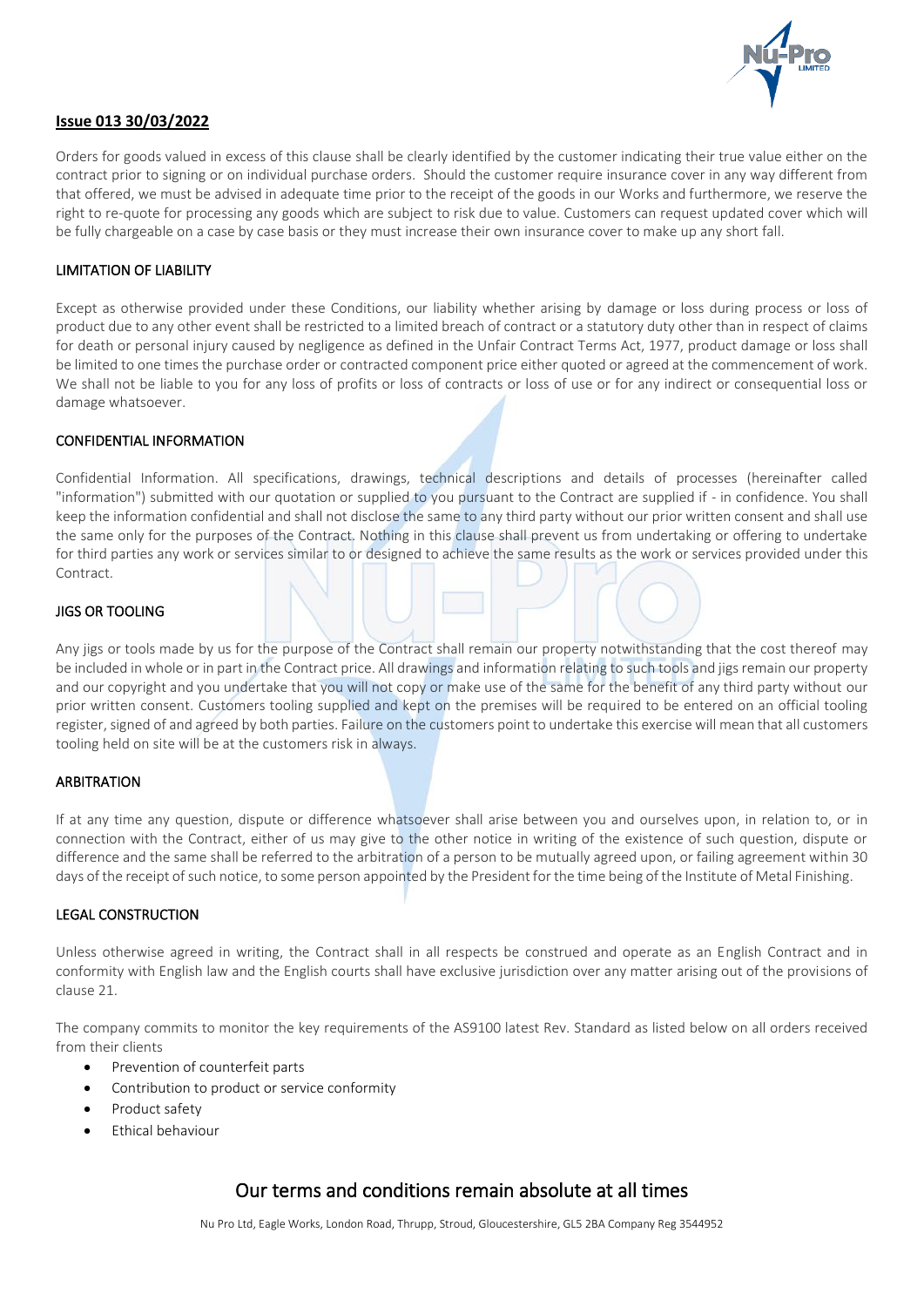**Issue 013 30/03/2022**

Orders for goods valued in excess of this clause shall be clearly identified by the customer indicating their true value either on the contract prior to signing or on individual purchase orders. Should the customer require insurance cover in any way different from that offered, we must be advised in adequate time prior to the receipt of the goods in our Works and furthermore, we reserve the right to re-quote for processing any goods which are subject to risk due to value. Customers can request updated cover which will be fully chargeable on a case by case basis or they must increase their own insurance cover to make up any short fall.

## LIMITATION OF LIABILITY

Except as otherwise provided under these Conditions, our liability whether arising by damage or loss during process or loss of product due to any other event shall be restricted to a limited breach of contract or a statutory duty other than in respect of claims for death or personal injury caused by negligence as defined in the Unfair Contract Terms Act, 1977, product damage or loss shall be limited to one times the purchase order or contracted component price either quoted or agreed at the commencement of work. We shall not be liable to you for any loss of profits or loss of contracts or loss of use or for any indirect or consequential loss or damage whatsoever.

## CONFIDENTIAL INFORMATION

Confidential Information. All specifications, drawings, technical descriptions and details of processes (hereinafter called "information") submitted with our quotation or supplied to you pursuant to the Contract are supplied if - in confidence. You shall keep the information confidential and shall not disclose the same to any third party without our prior written consent and shall use the same only for the purposes of the Contract. Nothing in this clause shall prevent us from undertaking or offering to undertake for third parties any work or services similar to or designed to achieve the same results as the work or services provided under this Contract.

## JIGS OR TOOLING

Any jigs or tools made by us for the purpose of the Contract shall remain our property notwithstanding that the cost thereof may be included in whole or in part in the Contract price. All drawings and information relating to such tools and jigs remain our property and our copyright and you undertake that you will not copy or make use of the same for the benefit of any third party without our prior written consent. Customers tooling supplied and kept on the premises will be required to be entered on an official tooling register, signed of and agreed by both parties. Failure on the customers point to undertake this exercise will mean that all customers tooling held on site will be at the customers risk in always.

## ARBITRATION

If at any time any question, dispute or difference whatsoever shall arise between you and ourselves upon, in relation to, or in connection with the Contract, either of us may give to the other notice in writing of the existence of such question, dispute or difference and the same shall be referred to the arbitration of a person to be mutually agreed upon, or failing agreement within 30 days of the receipt of such notice, to some person appointed by the President for the time being of the Institute of Metal Finishing.

## LEGAL CONSTRUCTION

Unless otherwise agreed in writing, the Contract shall in all respects be construed and operate as an English Contract and in conformity with English law and the English courts shall have exclusive jurisdiction over any matter arising out of the provisions of clause 21.

The company commits to monitor the key requirements of the AS9100 latest Rev. Standard as listed below on all orders received from their clients

- Prevention of counterfeit parts
- Contribution to product or service conformity
- Product safety
- Ethical behaviour

## Our terms and conditions remain absolute at all times

Nu Pro Ltd, Eagle Works, London Road, Thrupp, Stroud, Gloucestershire, GL5 2BA Company Reg 3544952